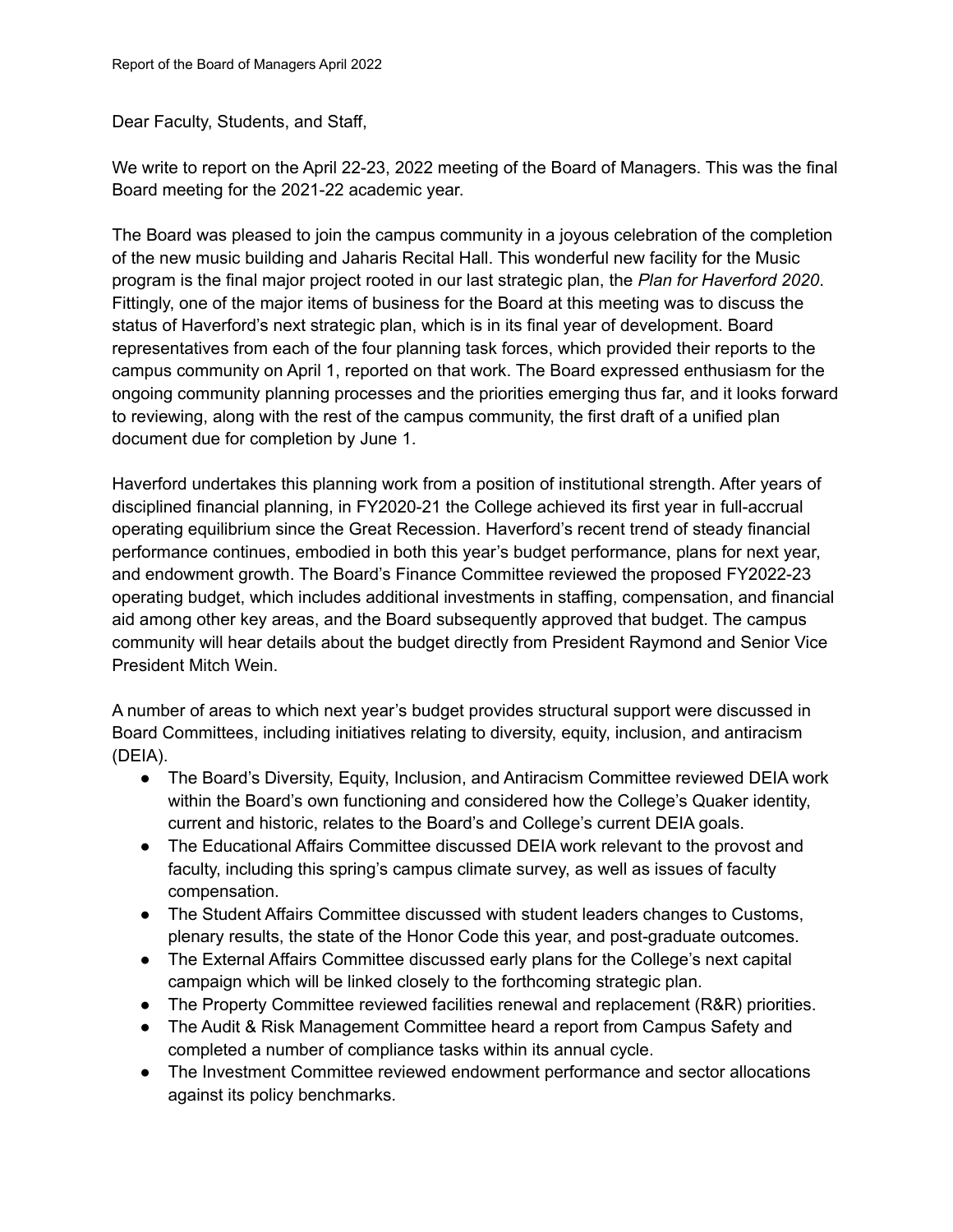Dear Faculty, Students, and Staff,

We write to report on the April 22-23, 2022 meeting of the Board of Managers. This was the final Board meeting for the 2021-22 academic year.

The Board was pleased to join the campus community in a joyous celebration of the completion of the new music building and Jaharis Recital Hall. This wonderful new facility for the Music program is the final major project rooted in our last strategic plan, the *Plan for Haverford 2020*. Fittingly, one of the major items of business for the Board at this meeting was to discuss the status of Haverford's next strategic plan, which is in its final year of development. Board representatives from each of the four planning task forces, which provided their reports to the campus community on April 1, reported on that work. The Board expressed enthusiasm for the ongoing community planning processes and the priorities emerging thus far, and it looks forward to reviewing, along with the rest of the campus community, the first draft of a unified plan document due for completion by June 1.

Haverford undertakes this planning work from a position of institutional strength. After years of disciplined financial planning, in FY2020-21 the College achieved its first year in full-accrual operating equilibrium since the Great Recession. Haverford's recent trend of steady financial performance continues, embodied in both this year's budget performance, plans for next year, and endowment growth. The Board's Finance Committee reviewed the proposed FY2022-23 operating budget, which includes additional investments in staffing, compensation, and financial aid among other key areas, and the Board subsequently approved that budget. The campus community will hear details about the budget directly from President Raymond and Senior Vice President Mitch Wein.

A number of areas to which next year's budget provides structural support were discussed in Board Committees, including initiatives relating to diversity, equity, inclusion, and antiracism (DEIA).

- The Board's Diversity, Equity, Inclusion, and Antiracism Committee reviewed DEIA work within the Board's own functioning and considered how the College's Quaker identity, current and historic, relates to the Board's and College's current DEIA goals.
- The Educational Affairs Committee discussed DEIA work relevant to the provost and faculty, including this spring's campus climate survey, as well as issues of faculty compensation.
- The Student Affairs Committee discussed with student leaders changes to Customs, plenary results, the state of the Honor Code this year, and post-graduate outcomes.
- The External Affairs Committee discussed early plans for the College's next capital campaign which will be linked closely to the forthcoming strategic plan.
- The Property Committee reviewed facilities renewal and replacement (R&R) priorities.
- The Audit & Risk Management Committee heard a report from Campus Safety and completed a number of compliance tasks within its annual cycle.
- The Investment Committee reviewed endowment performance and sector allocations against its policy benchmarks.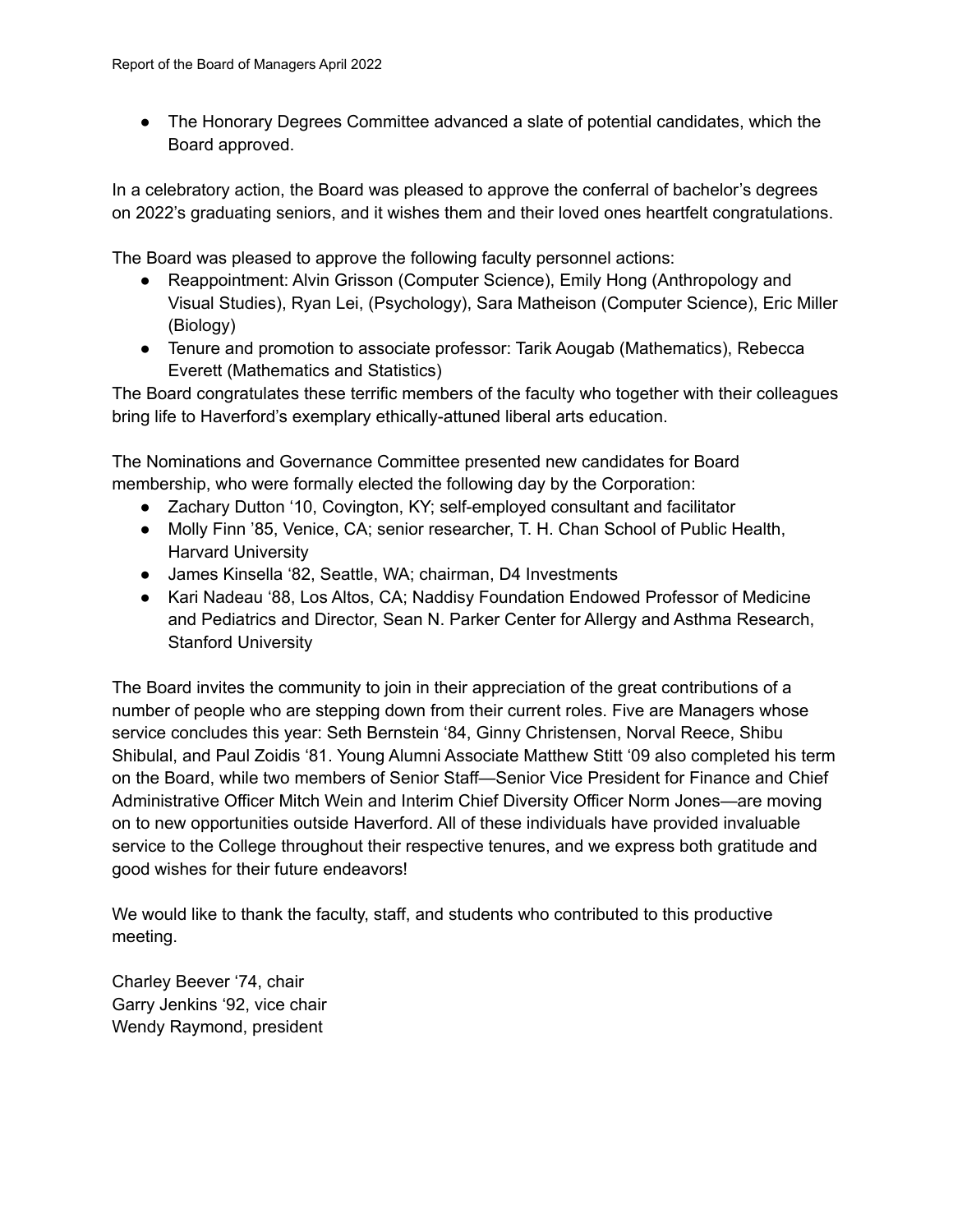- The Honorary Degrees Committee advanced a slate of potential candidates, which the Board approved.

In a celebratory action, the Board was pleased to approve the conferral of bachelor's degrees on 2022's graduating seniors, and it wishes them and their loved ones heartfelt congratulations.

The Board was pleased to approve the following faculty personnel actions:

- Reappointment: Alvin Grisson (Computer Science), Emily Hong (Anthropology and Visual Studies), Ryan Lei, (Psychology), Sara Matheison (Computer Science), Eric Miller (Biology)
- Tenure and promotion to associate professor: Tarik Aougab (Mathematics), Rebecca Everett (Mathematics and Statistics)

The Board congratulates these terrific members of the faculty who together with their colleagues bring life to Haverford's exemplary ethically-attuned liberal arts education.

The Nominations and Governance Committee presented new candidates for Board membership, who were formally elected the following day by the Corporation:

- Zachary Dutton '10, Covington, KY; self-employed consultant and facilitator
- Molly Finn '85, Venice, CA; senior researcher, T. H. Chan School of Public Health, Harvard University
- James Kinsella '82, Seattle, WA; chairman, D4 Investments
- Kari Nadeau '88, Los Altos, CA; Naddisy Foundation Endowed Professor of Medicine and Pediatrics and Director, Sean N. Parker Center for Allergy and Asthma Research, Stanford University

The Board invites the community to join in their appreciation of the great contributions of a number of people who are stepping down from their current roles. Five are Managers whose service concludes this year: Seth Bernstein '84, Ginny Christensen, Norval Reece, Shibu Shibulal, and Paul Zoidis '81. Young Alumni Associate Matthew Stitt '09 also completed his term on the Board, while two members of Senior Staff—Senior Vice President for Finance and Chief Administrative Officer Mitch Wein and Interim Chief Diversity Officer Norm Jones—are moving on to new opportunities outside Haverford. All of these individuals have provided invaluable service to the College throughout their respective tenures, and we express both gratitude and good wishes for their future endeavors!

We would like to thank the faculty, staff, and students who contributed to this productive meeting.

Charley Beever '74, chair
Garry Jenkins '92, vice chair
Wendy Raymond, president